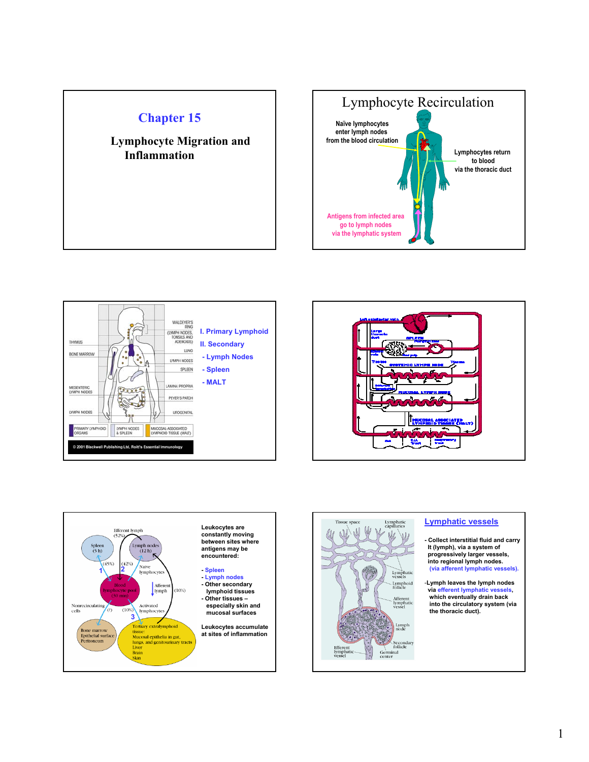# Chapter 15

## Lymphocyte Migration and Inflammation

## Lymphocyte Recirculation

Naïve lymphocytes enter lymph nodes from the blood circulation

Lymphocytes return to blood via the thoracic duct

Antigens from infected area go to lymph nodes via the lymphatic system

I. Primary Lymphoid

II. Secondary

- Lymph Nodes
- Spleen
- MALT

Leukocytes are constantly moving between sites where antigens may be encountered:

- Spleen
- Lymph nodes
- Other secondary lymphoid tissues
- Other tissues – especially skin and mucosal surfaces

Leukocytes accumulate at sites of inflammation

## Lymphatic vessels

- Collect interstitial fluid and carry it (lymph), via a system of progressively larger vessels, into regional lymph nodes. (via afferent lymphatic vessels).

- Lymph leaves the lymph nodes via efferent lymphatic vessels, which eventually drain back into the circulatory system (via the thoracic duct).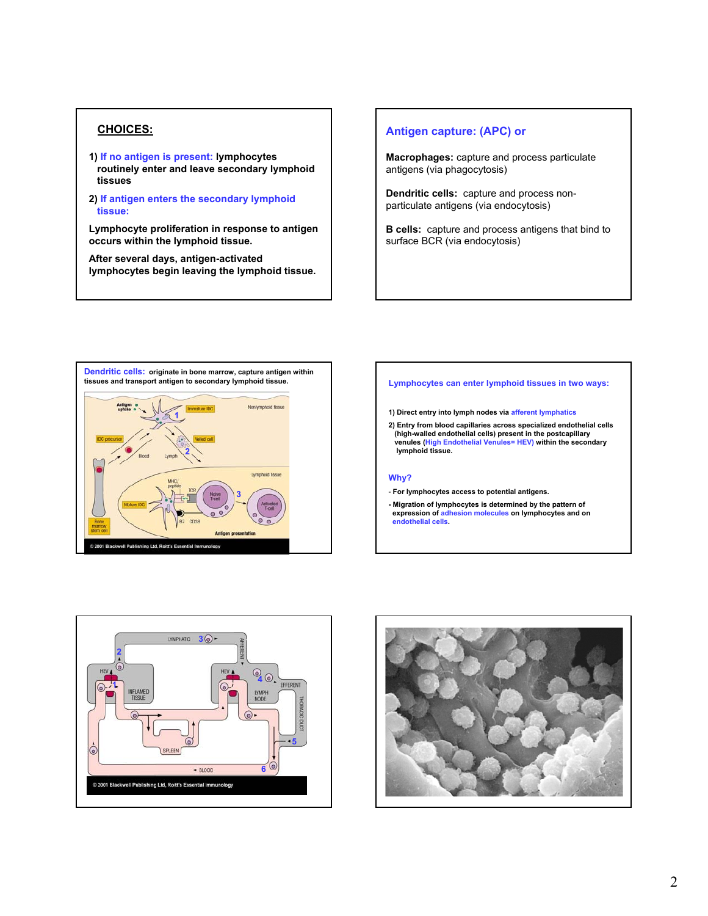## CHOICES:

1) If no antigen is present: lymphocytes routinely enter and leave secondary lymphoid tissues

2) If antigen enters the secondary lymphoid tissue:

**Lymphocyte proliferation in response to antigen occurs within the lymphoid tissue.**

**After several days, antigen-activated lymphocytes begin leaving the lymphoid tissue.**

## Antigen capture: (APC) or

**Macrophages:** capture and process particulate antigens (via phagocytosis)

**Dendritic cells:** capture and process non-particulate antigens (via endocytosis)

**B cells:** capture and process antigens that bind to surface BCR (via endocytosis)

**Dendritic cells:** originate in bone marrow, capture antigen within tissues and transport antigen to secondary lymphoid tissue.

© 2001 Blackwell Publishing Ltd, Roitt's Essential Immunology

**Lymphocytes can enter lymphoid tissues in two ways:**

1) Direct entry into lymph nodes via afferent lymphatics

2) Entry from blood capillaries across specialized endothelial cells (high-walled endothelial cells) present in the postcapillary venules (High Endothelial Venules= HEV) within the secondary lymphoid tissue.

**Why?**

- For lymphocytes access to potential antigens.
- Migration of lymphocytes is determined by the pattern of expression of adhesion molecules on lymphocytes and on endothelial cells.

© 2001 Blackwell Publishing Ltd, Roitt's Essential Immunology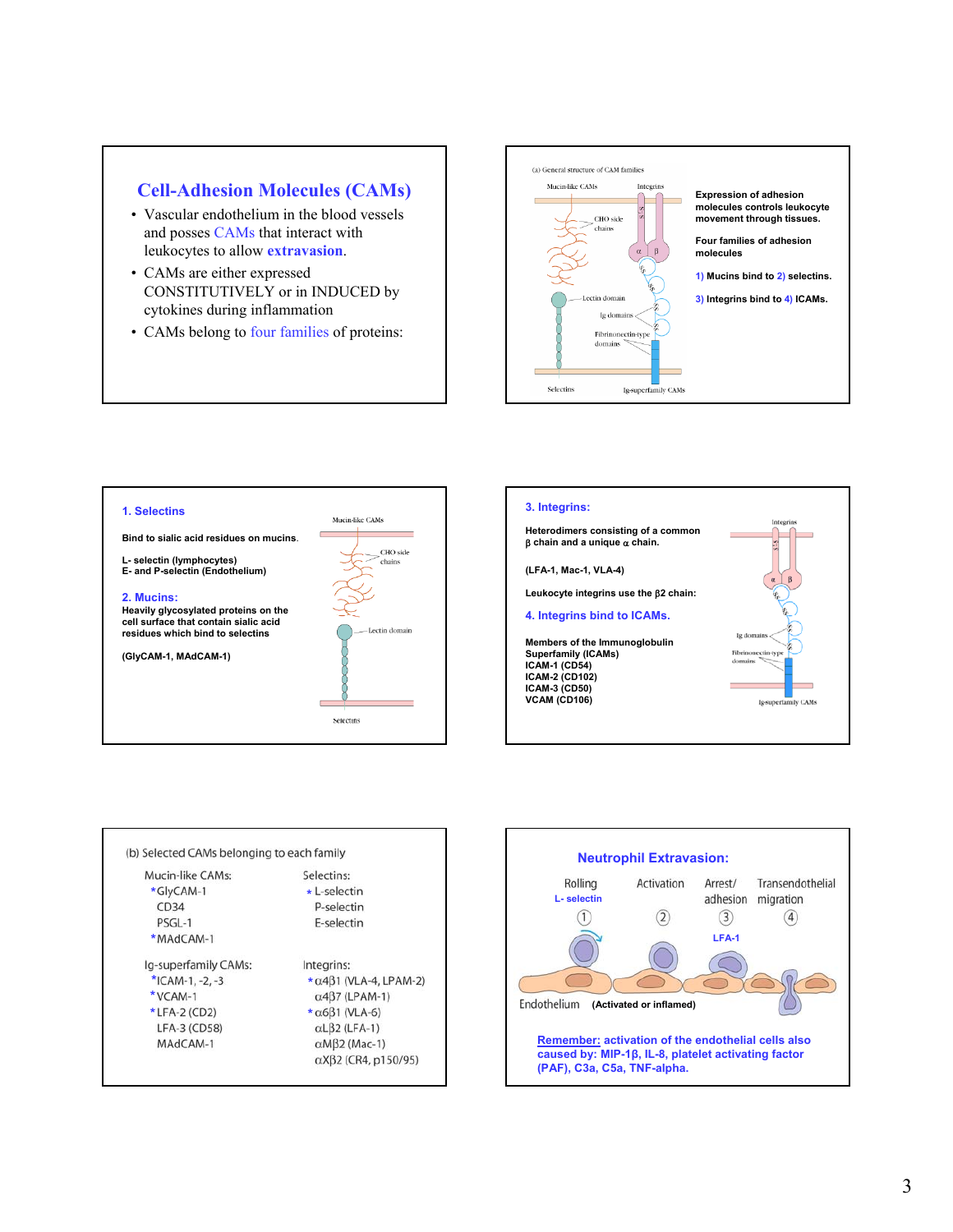## Cell-Adhesion Molecules (CAMs)

- Vascular endothelium in the blood vessels and posses CAMs that interact with leukocytes to allow **extravasion**.
- CAMs are either expressed CONSTITUTIVELY or in INDUCED by cytokines during inflammation
- CAMs belong to four families of proteins:

(a) General structure of CAM families

Mucin-like CAMs — Integrins — CHO side chains — $\alpha$ — $\beta$ — S-S — Lectin domain — Ig domains — Fibrinonectin-type domains — Selectins — Ig-superfamily CAMs

**Expression of adhesion molecules controls leukocyte movement through tissues.**

**Four families of adhesion molecules**

**1) Mucins bind to 2) selectins.**

**3) Integrins bind to 4) ICAMs.**

### 1. Selectins

**Bind to sialic acid residues on mucins.**

**L- selectin (lymphocytes)**
**E- and P-selectin (Endothelium)**

### 2. Mucins:

**Heavily glycosylated proteins on the cell surface that contain sialic acid residues which bind to selectins**

**(GlyCAM-1, MAdCAM-1)**

Mucin-like CAMs — CHO side chains — Lectin domain — Selectins

### 3. Integrins:

**Heterodimers consisting of a common $\beta$ chain and a unique $\alpha$ chain.**

**(LFA-1, Mac-1, VLA-4)**

**Leukocyte integrins use the $\beta$2 chain:**

### 4. Integrins bind to ICAMs.

**Members of the Immunoglobulin Superfamily (ICAMs)**
**ICAM-1 (CD54)**
**ICAM-2 (CD102)**
**ICAM-3 (CD50)**
**VCAM (CD106)**

Integrins — $\alpha$ — $\beta$ — S-S — Ig domains — Fibrinonectin-type domains — Ig-superfamily CAMs

(b) Selected CAMs belonging to each family

| Mucin-like CAMs: | Selectins: |
|---|---|
| *GlyCAM-1 | *L-selectin |
| CD34 | P-selectin |
| PSGL-1 | E-selectin |
| *MAdCAM-1 | |

| Ig-superfamily CAMs: | Integrins: |
|---|---|
| *ICAM-1, -2, -3 | *$\alpha4\beta1$ (VLA-4, LPAM-2) |
| *VCAM-1 | $\alpha4\beta7$ (LPAM-1) |
| *LFA-2 (CD2) | *$\alpha6\beta1$ (VLA-6) |
| LFA-3 (CD58) | $\alpha L\beta2$ (LFA-1) |
| MAdCAM-1 | $\alpha M\beta2$ (Mac-1) |
| | $\alpha X\beta2$ (CR4, p150/95) |

### Neutrophil Extravasion:

Rolling (L- selectin) ① — Activation ② — Arrest/ adhesion ③ (LFA-1) — Transendothelial migration ④

Endothelium **(Activated or inflamed)**

**Remember: activation of the endothelial cells also caused by: MIP-1$\beta$, IL-8, platelet activating factor (PAF), C3a, C5a, TNF-alpha.**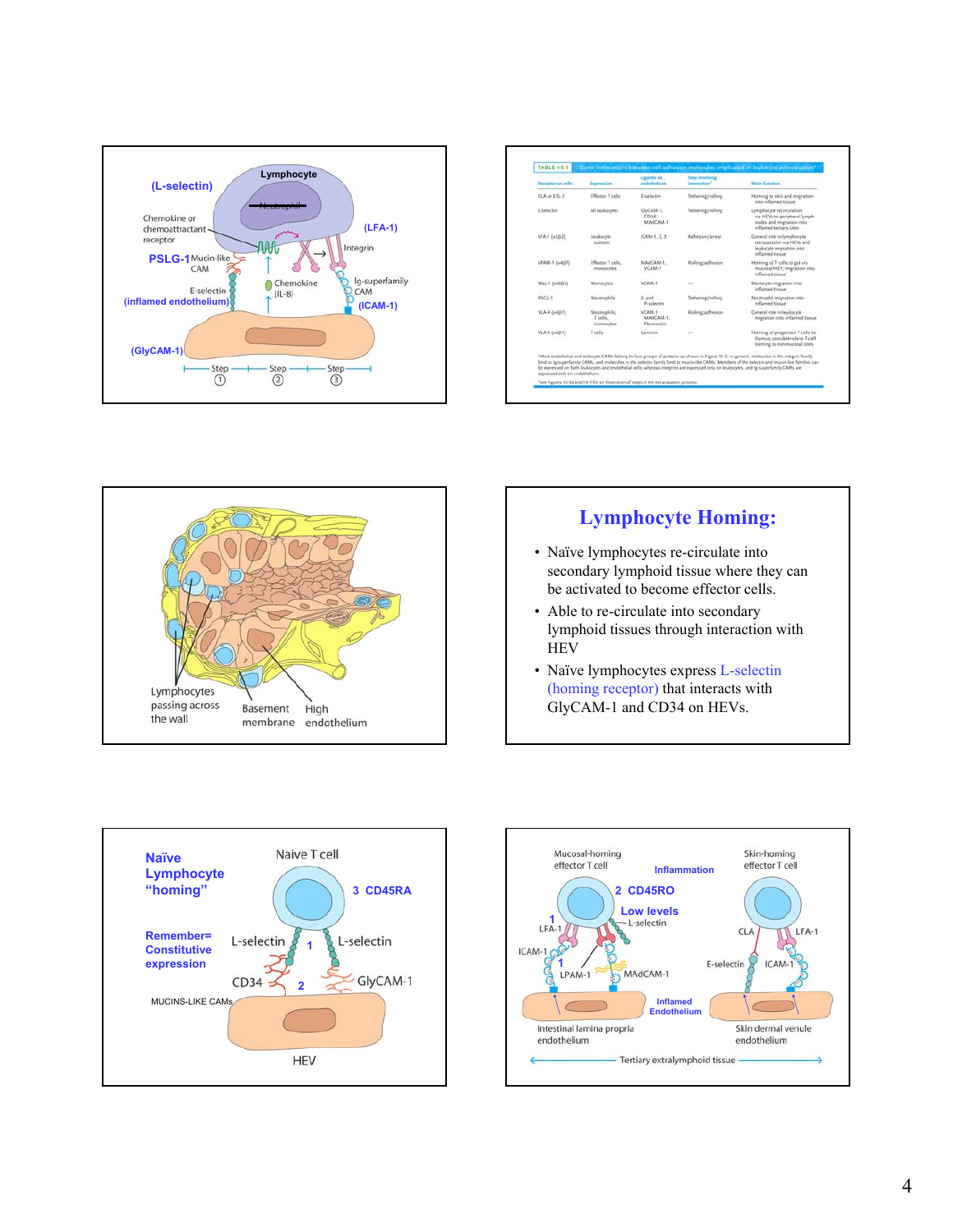**(L-selectin)** Lymphocyte

Chemokine or chemoattractant receptor

**(LFA-1)**

Integrin

**PSLG-1** Mucin-like CAM

Chemokine (IL-8)

Ig-superfamily CAM

E-selectin **(inflamed endothelium)**

**(ICAM-1)**

**(GlyCAM-1)**

Step 1 — Step 2 — Step 3

---

**TABLE 15-1 Some interactions between cell-adhesion molecules implicated in leukocyte extravasation***

| Receptor on cells | Expression | Ligands on endothelium | Step involving interaction† | Main function |
|---|---|---|---|---|
| CLA or ESL-1 | Effector T cells | E-selectin | Tethering/rolling | Homing to skin and migration into inflamed tissue |
| L-selectin | All leukocytes | GlyCAM-1, CD34, MAdCAM-1 | Tethering/rolling | Lymphocyte recirculation via HEVs to peripheral lymph nodes and migration into inflamed tertiary sites |
| LFA-1 (αLβ2) | Leukocyte subsets | ICAM-1, 2, 3 | Adhesion/arrest | General role in lymphocyte extravasation via HEVs and leukocyte migration into inflamed tissue |
| LPAM-1 (α4β7) | Effector T cells, monocytes | MAdCAM-1, VCAM-1 | Rolling/adhesion | Homing of T cells to gut via mucosal HEV; migration into inflamed tissue |
| Mac-1 (αMβ2) | Monocytes | VCAM-1 | — | Monocyte migration into inflamed tissue |
| PSGL-1 | Neutrophils | E- and P-selectin | Tethering/rolling | Neutrophil migration into inflamed tissue |
| VLA-4 (α4β1) | Neutrophils, T cells, monocytes | VCAM-1, MAdCAM-1, fibronectin | Rolling/adhesion | General role in leukocyte migration into inflamed tissue |
| VLA-6 (α6β1) | T cells | Laminin | — | Homing of progenitor T cells to thymus; possible role in T cell homing to nonmucosal sites |

*Most endothelial and leukocyte CAMs belong to four groups of proteins as shown in Figure 15-2. In general, molecules in the integrin family bind to Ig-superfamily CAMs, and molecules in the selectin family bind to mucin-like CAMs. Members of the selectin and mucin-like families can be expressed on both leukocytes and endothelial cells, whereas integrins are expressed only on leukocytes, and Ig-superfamily CAMs are expressed only on endothelium.

†See figures 15-3a and 15-7 for an illustration of steps in the extravasation process.

---

Lymphocytes passing across the wall

Basement membrane

High endothelium

---

# Lymphocyte Homing:

- Naïve lymphocytes re-circulate into secondary lymphoid tissue where they can be activated to become effector cells.
- Able to re-circulate into secondary lymphoid tissues through interaction with HEV
- Naïve lymphocytes express L-selectin (homing receptor) that interacts with GlyCAM-1 and CD34 on HEVs.

---

**Naïve Lymphocyte "homing"**

**Remember= Constitutive expression**

Naive T cell

3 CD45RA

L-selectin 1 L-selectin

CD34 2 GlyCAM-1

MUCINS-LIKE CAMs

HEV

---

Mucosal-homing effector T cell

**Inflammation**

Skin-homing effector T cell

2 CD45RO

**Low levels** L-selectin

1 LFA-1

CLA LFA-1

ICAM-1

1 LPAM-1 MAdCAM-1

E-selectin ICAM-1

**Inflamed Endothelium**

Intestinal lamina propria endothelium

Skin dermal venule endothelium

Tertiary extralymphoid tissue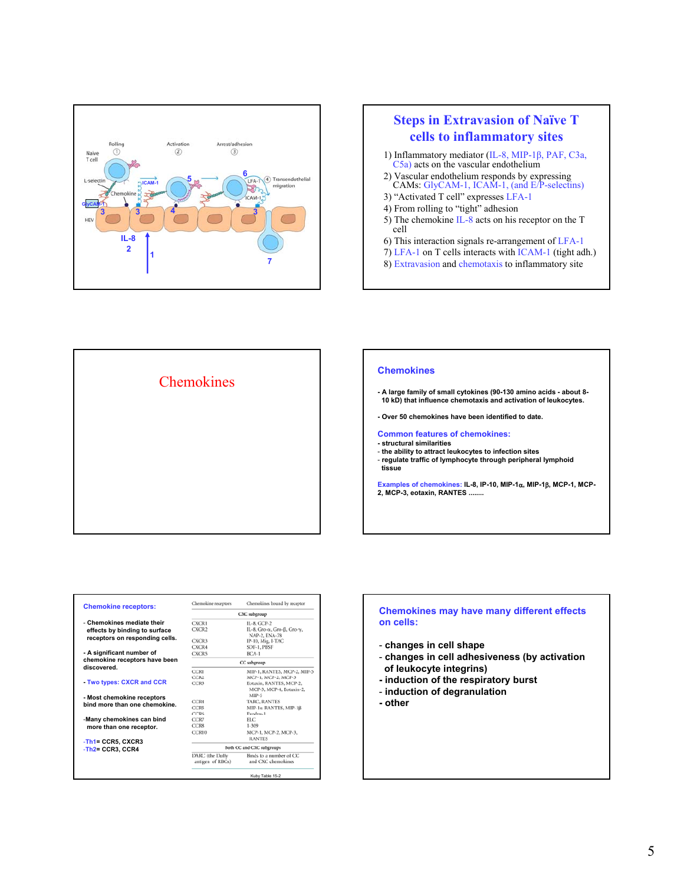Rolling ① Activation ② Arrest/adhesion ③

Naive T cell

L-selectin

ICAM-1

Chemokine

GlyCAM-1

HEV

LFA-1

ICAM-1

④ Transendothelial migration

IL-8

2

1

3 3 4 3

5 6

7

## Steps in Extravasion of Naïve T cells to inflammatory sites

1) Inflammatory mediator (IL-8, MIP-1β, PAF, C3a, C5a) acts on the vascular endothelium
2) Vascular endothelium responds by expressing CAMs: GlyCAM-1, ICAM-1, (and E/P-selectins)
3) "Activated T cell" expresses LFA-1
4) From rolling to "tight" adhesion
5) The chemokine IL-8 acts on his receptor on the T cell
6) This interaction signals re-arrangement of LFA-1
7) LFA-1 on T cells interacts with ICAM-1 (tight adh.)
8) Extravasion and chemotaxis to inflammatory site

# Chemokines

## Chemokines

- A large family of small cytokines (90-130 amino acids - about 8-10 kD) that influence chemotaxis and activation of leukocytes.

- Over 50 chemokines have been identified to date.

**Common features of chemokines:**
- structural similarities
- the ability to attract leukocytes to infection sites
- regulate traffic of lymphocyte through peripheral lymphoid tissue

**Examples of chemokines:** IL-8, IP-10, MIP-1α, MIP-1β, MCP-1, MCP-2, MCP-3, eotaxin, RANTES ........

## Chemokine receptors:

- Chemokines mediate their effects by binding to surface receptors on responding cells.

- A significant number of chemokine receptors have been discovered.

- Two types: CXCR and CCR

- Most chemokine receptors bind more than one chemokine.

- Many chemokines can bind more than one receptor.

- Th1= CCR5, CXCR3
- Th2= CCR3, CCR4

| Chemokine receptors | Chemokines bound by receptor |
|---|---|
| **CXC subgroup** | |
| CXCR1 | IL-8, GCP-2 |
| CXCR2 | IL-8, Gro-α, Gro-β, Gro-γ, NAP-2, ENA-78 |
| CXCR3 | IP-10, Mig, I-TAC |
| CXCR4 | SDF-1, PBSF |
| CXCR5 | BCA-1 |
| **CC subgroup** | |
| CCR1 | MIP-1, RANTES, MCP-2, MIP-5 |
| CCR2 | MCP-1, MCP-2, MCP-5 |
| CCR3 | Eotaxin, RANTES, MCP-2, MCP-3, MCP-4, Eotaxin-2, MIP-5 |
| CCR4 | TARC, RANTES |
| CCR5 | MIP-1α, RANTES, MIP-1β |
| CCR6 | Exodus-1 |
| CCR7 | ELC |
| CCR8 | I-309 |
| CCR10 | MCP-1, MCP-2, MCP-3, RANTES |
| **Both CC and CXC subgroups** | |
| DARC (the Duffy antigen of RBCs) | Binds to a number of CC and CXC chemokines |

Kuby Table 15-2

## Chemokines may have many different effects on cells:

- changes in cell shape
- changes in cell adhesiveness (by activation of leukocyte integrins)
- induction of the respiratory burst
- induction of degranulation
- other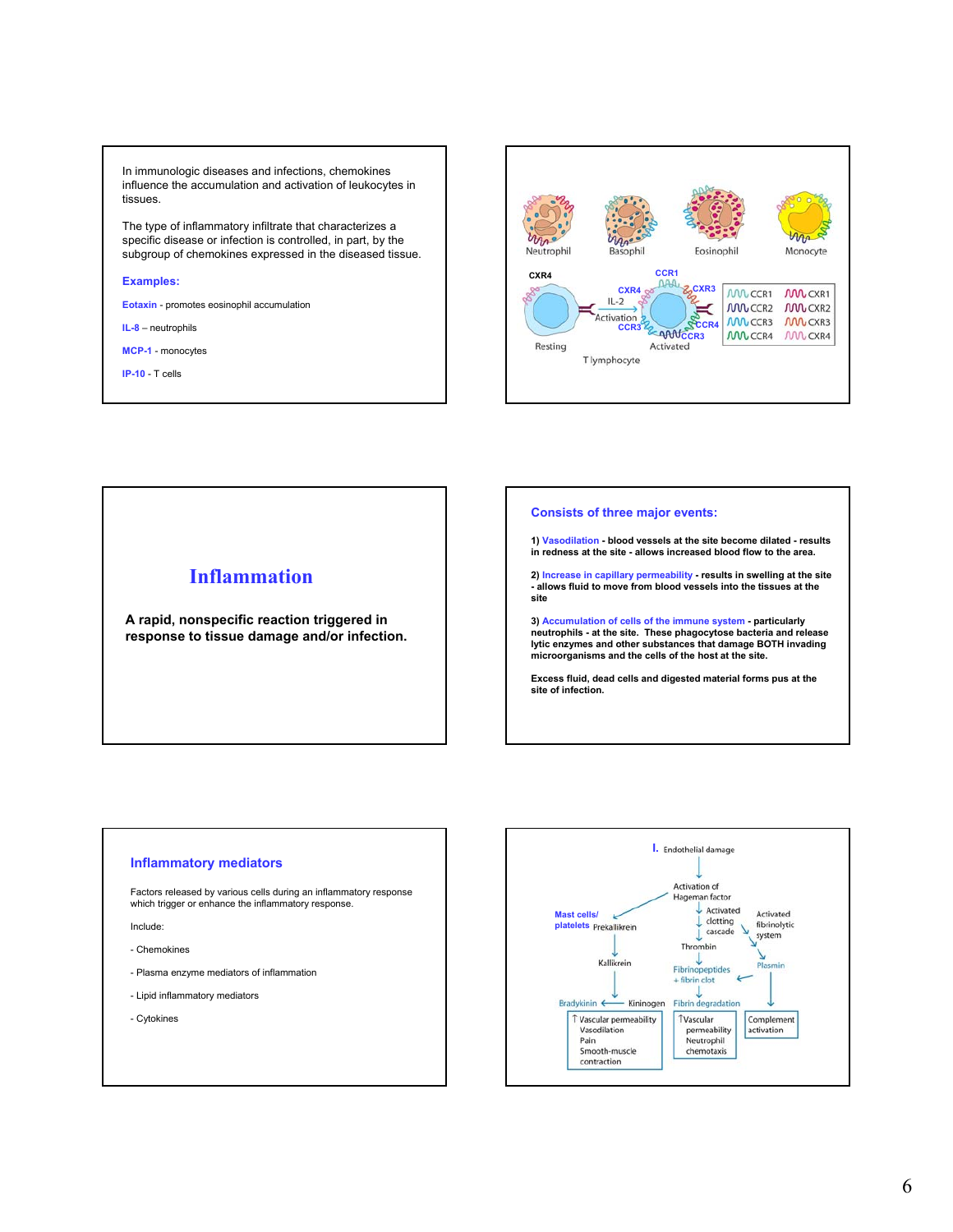In immunologic diseases and infections, chemokines influence the accumulation and activation of leukocytes in tissues.

The type of inflammatory infiltrate that characterizes a specific disease or infection is controlled, in part, by the subgroup of chemokines expressed in the diseased tissue.

**Examples:**

**Eotaxin** - promotes eosinophil accumulation

**IL-8** – neutrophils

**MCP-1** - monocytes

**IP-10** - T cells

Neutrophil    Basophil    Eosinophil    Monocyte

CXR4    CCR1    CXR4    IL-2    Activation    CCR3    CXR3    CCR4    CCR3

Resting    Activated

T lymphocyte

CCR1    CXR1
CCR2    CXR2
CCR3    CXR3
CCR4    CXR4

# Inflammation

**A rapid, nonspecific reaction triggered in response to tissue damage and/or infection.**

## Consists of three major events:

**1) Vasodilation - blood vessels at the site become dilated - results in redness at the site - allows increased blood flow to the area.**

**2) Increase in capillary permeability - results in swelling at the site - allows fluid to move from blood vessels into the tissues at the site**

**3) Accumulation of cells of the immune system - particularly neutrophils - at the site. These phagocytose bacteria and release lytic enzymes and other substances that damage BOTH invading microorganisms and the cells of the host at the site.**

**Excess fluid, dead cells and digested material forms pus at the site of infection.**

## Inflammatory mediators

Factors released by various cells during an inflammatory response which trigger or enhance the inflammatory response.

Include:

- Chemokines
- Plasma enzyme mediators of inflammation
- Lipid inflammatory mediators
- Cytokines

I. Endothelial damage → Activation of Hageman factor

Mast cells/platelets: Prekallikrein → Kallikrein → Kininogen → Bradykinin: ↑ Vascular permeability, Vasodilation, Pain, Smooth-muscle contraction

Activated clotting cascade → Thrombin → Fibrinopeptides + fibrin clot → Fibrin degradation: ↑Vascular permeability, Neutrophil chemotaxis

Activated fibrinolytic system → Plasmin → Complement activation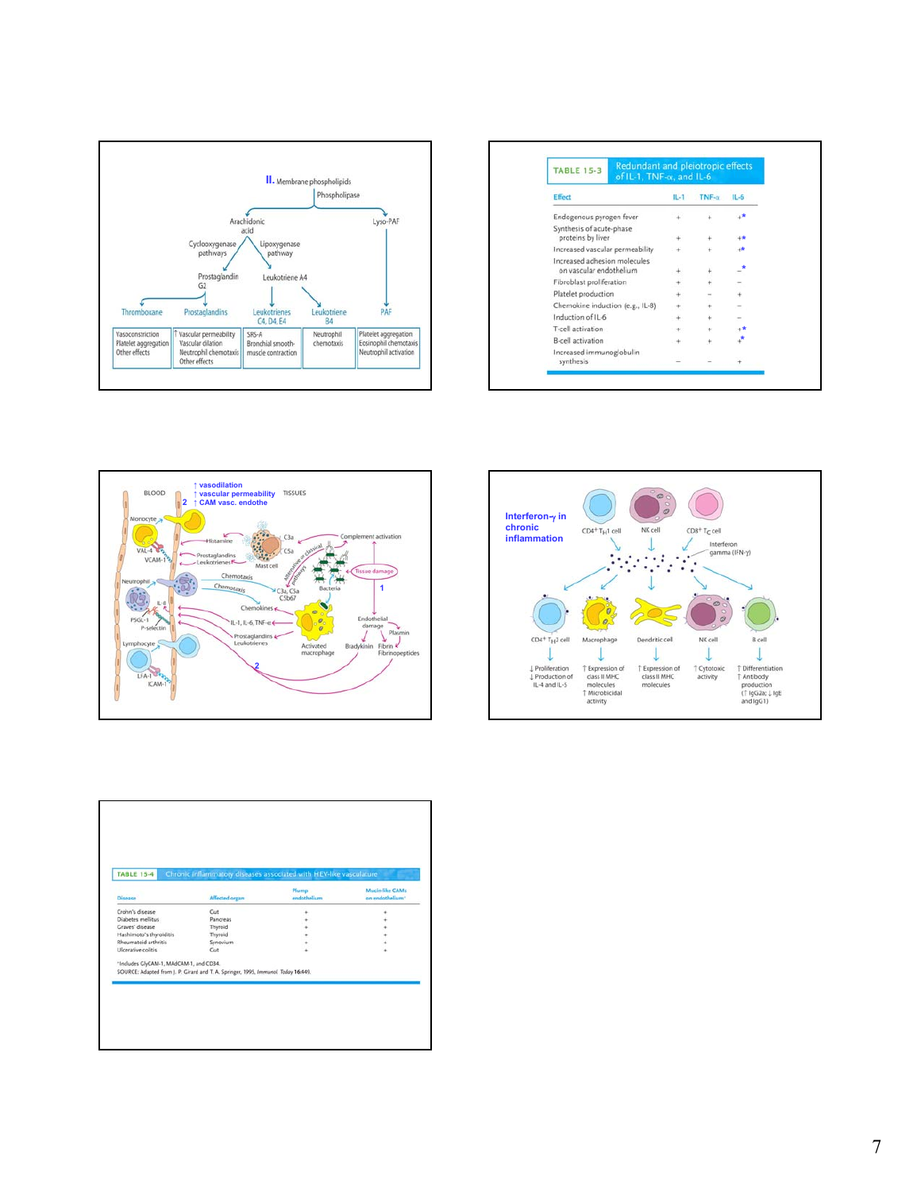II. Membrane phospholipids

Phospholipase

Arachidonic acid

Lyso-PAF

Cyclooxygenase pathways

Lipoxygenase pathway

Prostaglandin G2

Leukotriene A4

Thromboxane

Prostaglandins

Leukotrienes C4, D4, E4

Leukotriene B4

PAF

Vasoconstriction
Platelet aggregation
Other effects

↑ Vascular permeability
Vascular dilation
Neutrophil chemotaxis
Other effects

SRS-A
Bronchial smooth-muscle contraction

Neutrophil chemotaxis

Platelet aggregation
Eosinophil chemotaxis
Neutrophil activation

TABLE 15-3 Redundant and pleiotropic effects of IL-1, TNF-α, and IL-6

| Effect | IL-1 | TNF-α | IL-6 |
|---|---|---|---|
| Endogenous pyrogen fever | + | + | +* |
| Synthesis of acute-phase proteins by liver | + | + | +* |
| Increased vascular permeability | + | + | +* |
| Increased adhesion molecules on vascular endothelium | + | + | –* |
| Fibroblast proliferation | + | + | – |
| Platelet production | + | – | + |
| Chemokine induction (e.g., IL-8) | + | + | – |
| Induction of IL-6 | + | + | – |
| T-cell activation | + | + | +* |
| B-cell activation | + | + | +* |
| Increased immunoglobulin synthesis | – | – | + |

BLOOD

↑ vasodilation
↑ vascular permeability
2 ↑ CAM vasc. endothe

TISSUES

Monocyte
VAL-4
VCAM-1
Histamine
Prostaglandins
Leukotrienes
Mast cell
C3a
C5a
Complement activation
alternative or classical pathways
Tissue damage
Neutrophil
Chemotaxis
Chemotaxis
C3a, C5a
C5b67
Bacteria
1
IL-6
PSGL-1
P-selectin
Chemokines
IL-1, IL-6, TNF-α
Endothelial damage
Plasmin
Lymphocyte
Prostaglandins
Leukotrienes
Activated macrophage
Bradykinin
Fibrin
Fibrinopeptides
LFA-1
ICAM-1
2

Interferon-γ in chronic inflammation

CD4+ TH1 cell

NK cell

CD8+ TC cell

Interferon gamma (IFN-γ)

CD4+ TH2 cell: ↓ Proliferation, ↓ Production of IL-4 and IL-5

Macrophage: ↑ Expression of class II MHC molecules, ↑ Microbicidal activity

Dendritic cell: ↑ Expression of class II MHC molecules

NK cell: ↑ Cytotoxic activity

B cell: ↑ Differentiation, ↑ Antibody production (↑ IgG2a; ↓ IgE and IgG1)

TABLE 15-4 Chronic inflammatory diseases associated with HEV-like vasculature

| Disease | Affected organ | Plump endothelium | Mucin-like CAMs on endothelium* |
|---|---|---|---|
| Crohn's disease | Gut | + | + |
| Diabetes mellitus | Pancreas | + | + |
| Graves' disease | Thyroid | + | + |
| Hashimoto's thyroiditis | Thyroid | + | + |
| Rheumatoid arthritis | Synovium | + | + |
| Ulcerative colitis | Gut | + | + |

*Includes GlyCAM-1, MAdCAM-1, and CD34.

SOURCE: Adapted from J. P. Girard and T. A. Springer, 1995, *Immunol. Today* 16:449.